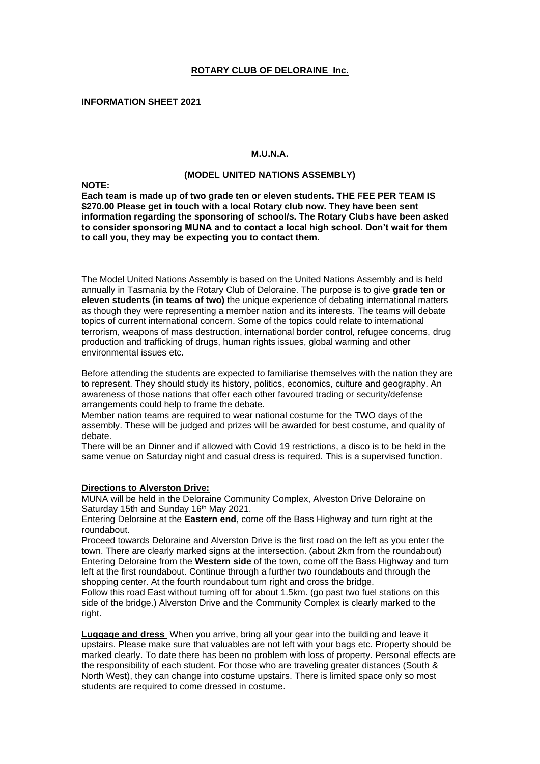**ROTARY CLUB OF DELORAINE Inc.**

**INFORMATION SHEET 2021**

**M.U.N.A.**

**(MODEL UNITED NATIONS ASSEMBLY)**

**NOTE:**

**Each team is made up of two grade ten or eleven students. THE FEE PER TEAM IS $270.00 Please get in touch with a local Rotary club now. They have been sent information regarding the sponsoring of school/s. The Rotary Clubs have been asked to consider sponsoring MUNA and to contact a local high school. Don't wait for them to call you, they may be expecting you to contact them.**

The Model United Nations Assembly is based on the United Nations Assembly and is held annually in Tasmania by the Rotary Club of Deloraine. The purpose is to give **grade ten or eleven students (in teams of two)** the unique experience of debating international matters as though they were representing a member nation and its interests. The teams will debate topics of current international concern. Some of the topics could relate to international terrorism, weapons of mass destruction, international border control, refugee concerns, drug production and trafficking of drugs, human rights issues, global warming and other environmental issues etc.

Before attending the students are expected to familiarise themselves with the nation they are to represent. They should study its history, politics, economics, culture and geography. An awareness of those nations that offer each other favoured trading or security/defense arrangements could help to frame the debate.

Member nation teams are required to wear national costume for the TWO days of the assembly. These will be judged and prizes will be awarded for best costume, and quality of debate.

There will be an Dinner and if allowed with Covid 19 restrictions, a disco is to be held in the same venue on Saturday night and casual dress is required. This is a supervised function.

**Directions to Alverston Drive:**

MUNA will be held in the Deloraine Community Complex, Alveston Drive Deloraine on Saturday 15th and Sunday 16th May 2021.

Entering Deloraine at the **Eastern end**, come off the Bass Highway and turn right at the roundabout.

Proceed towards Deloraine and Alverston Drive is the first road on the left as you enter the town. There are clearly marked signs at the intersection. (about 2km from the roundabout)

Entering Deloraine from the **Western side** of the town, come off the Bass Highway and turn left at the first roundabout. Continue through a further two roundabouts and through the shopping center. At the fourth roundabout turn right and cross the bridge.

Follow this road East without turning off for about 1.5km. (go past two fuel stations on this side of the bridge.) Alverston Drive and the Community Complex is clearly marked to the right.

**Luggage and dress** When you arrive, bring all your gear into the building and leave it upstairs. Please make sure that valuables are not left with your bags etc. Property should be marked clearly. To date there has been no problem with loss of property. Personal effects are the responsibility of each student. For those who are traveling greater distances (South & North West), they can change into costume upstairs. There is limited space only so most students are required to come dressed in costume.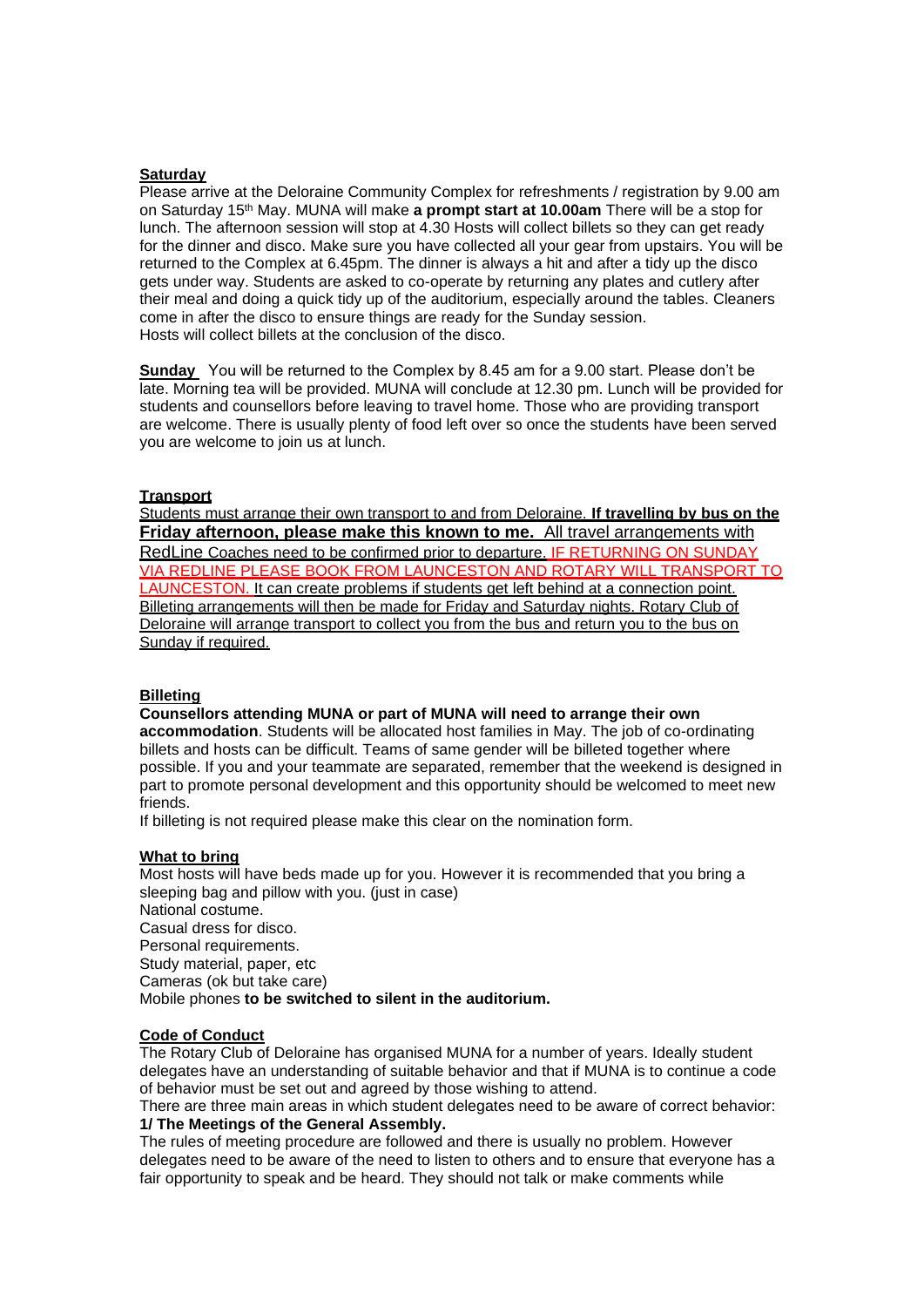**Saturday**
Please arrive at the Deloraine Community Complex for refreshments / registration by 9.00 am on Saturday 15th May. MUNA will make **a prompt start at 10.00am** There will be a stop for lunch. The afternoon session will stop at 4.30 Hosts will collect billets so they can get ready for the dinner and disco. Make sure you have collected all your gear from upstairs. You will be returned to the Complex at 6.45pm. The dinner is always a hit and after a tidy up the disco gets under way. Students are asked to co-operate by returning any plates and cutlery after their meal and doing a quick tidy up of the auditorium, especially around the tables. Cleaners come in after the disco to ensure things are ready for the Sunday session.
Hosts will collect billets at the conclusion of the disco.

**Sunday** You will be returned to the Complex by 8.45 am for a 9.00 start. Please don't be late. Morning tea will be provided. MUNA will conclude at 12.30 pm. Lunch will be provided for students and counsellors before leaving to travel home. Those who are providing transport are welcome. There is usually plenty of food left over so once the students have been served you are welcome to join us at lunch.

**Transport**
Students must arrange their own transport to and from Deloraine. **If travelling by bus on the Friday afternoon, please make this known to me.** All travel arrangements with RedLine Coaches need to be confirmed prior to departure. IF RETURNING ON SUNDAY VIA REDLINE PLEASE BOOK FROM LAUNCESTON AND ROTARY WILL TRANSPORT TO LAUNCESTON. It can create problems if students get left behind at a connection point. Billeting arrangements will then be made for Friday and Saturday nights. Rotary Club of Deloraine will arrange transport to collect you from the bus and return you to the bus on Sunday if required.

**Billeting**
**Counsellors attending MUNA or part of MUNA will need to arrange their own accommodation**. Students will be allocated host families in May. The job of co-ordinating billets and hosts can be difficult. Teams of same gender will be billeted together where possible. If you and your teammate are separated, remember that the weekend is designed in part to promote personal development and this opportunity should be welcomed to meet new friends.
If billeting is not required please make this clear on the nomination form.

**What to bring**
Most hosts will have beds made up for you. However it is recommended that you bring a sleeping bag and pillow with you. (just in case)
National costume.
Casual dress for disco.
Personal requirements.
Study material, paper, etc
Cameras (ok but take care)
Mobile phones **to be switched to silent in the auditorium.**

**Code of Conduct**
The Rotary Club of Deloraine has organised MUNA for a number of years. Ideally student delegates have an understanding of suitable behavior and that if MUNA is to continue a code of behavior must be set out and agreed by those wishing to attend.
There are three main areas in which student delegates need to be aware of correct behavior:
**1/ The Meetings of the General Assembly.**
The rules of meeting procedure are followed and there is usually no problem. However delegates need to be aware of the need to listen to others and to ensure that everyone has a fair opportunity to speak and be heard. They should not talk or make comments while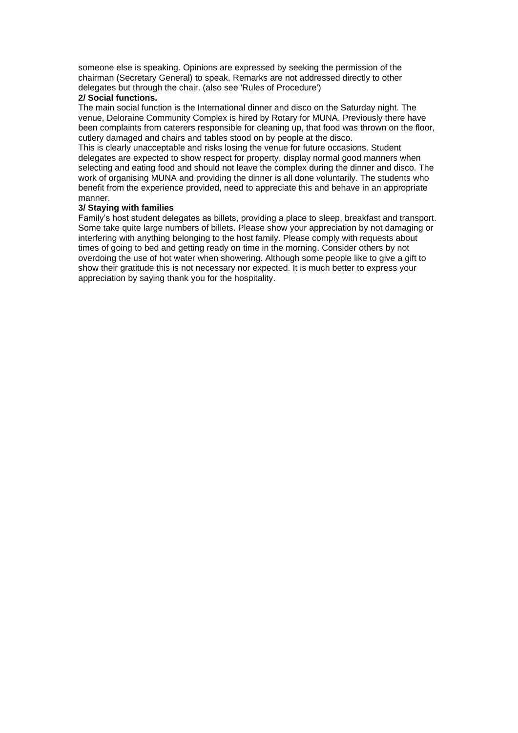someone else is speaking. Opinions are expressed by seeking the permission of the chairman (Secretary General) to speak. Remarks are not addressed directly to other delegates but through the chair. (also see 'Rules of Procedure')

**2/ Social functions.**

The main social function is the International dinner and disco on the Saturday night. The venue, Deloraine Community Complex is hired by Rotary for MUNA. Previously there have been complaints from caterers responsible for cleaning up, that food was thrown on the floor, cutlery damaged and chairs and tables stood on by people at the disco.

This is clearly unacceptable and risks losing the venue for future occasions. Student delegates are expected to show respect for property, display normal good manners when selecting and eating food and should not leave the complex during the dinner and disco. The work of organising MUNA and providing the dinner is all done voluntarily. The students who benefit from the experience provided, need to appreciate this and behave in an appropriate manner.

**3/ Staying with families**

Family's host student delegates as billets, providing a place to sleep, breakfast and transport. Some take quite large numbers of billets. Please show your appreciation by not damaging or interfering with anything belonging to the host family. Please comply with requests about times of going to bed and getting ready on time in the morning. Consider others by not overdoing the use of hot water when showering. Although some people like to give a gift to show their gratitude this is not necessary nor expected. It is much better to express your appreciation by saying thank you for the hospitality.